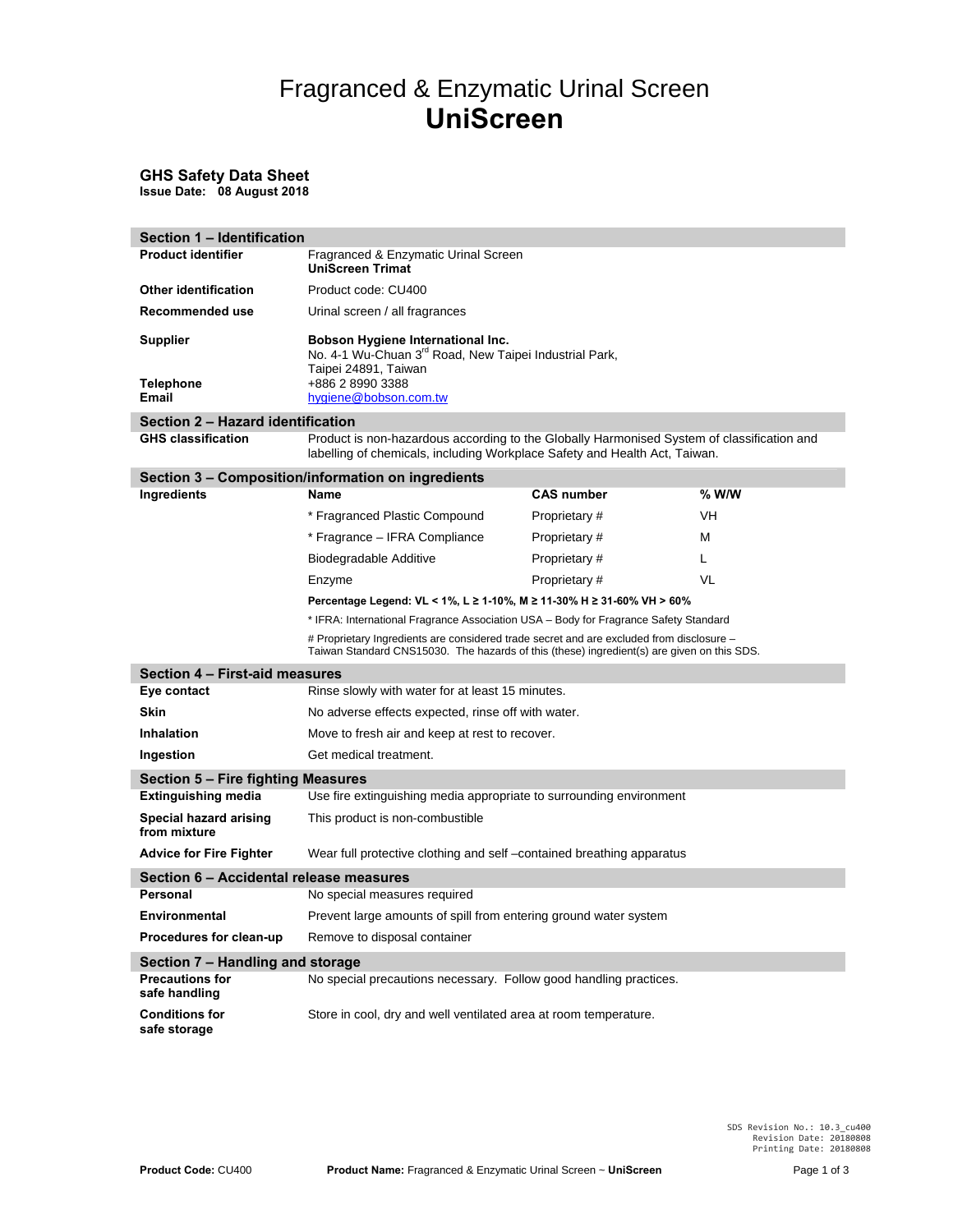# Fragranced & Enzymatic Urinal Screen
# **UniScreen**

## GHS Safety Data Sheet

**Issue Date: 08 August 2018**

## Section 1 – Identification

| | |
|---|---|
| **Product identifier** | Fragranced & Enzymatic Urinal Screen<br>**UniScreen Trimat** |
| **Other identification** | Product code: CU400 |
| **Recommended use** | Urinal screen / all fragrances |
| **Supplier** | **Bobson Hygiene International Inc.**<br>No. 4-1 Wu-Chuan 3rd Road, New Taipei Industrial Park,<br>Taipei 24891, Taiwan |
| **Telephone** | +886 2 8990 3388 |
| **Email** | hygiene@bobson.com.tw |

## Section 2 – Hazard identification

| | |
|---|---|
| **GHS classification** | Product is non-hazardous according to the Globally Harmonised System of classification and labelling of chemicals, including Workplace Safety and Health Act, Taiwan. |

## Section 3 – Composition/information on ingredients

| Ingredients | Name | CAS number | % W/W |
|---|---|---|---|
| | * Fragranced Plastic Compound | Proprietary # | VH |
| | * Fragrance – IFRA Compliance | Proprietary # | M |
| | Biodegradable Additive | Proprietary # | L |
| | Enzyme | Proprietary # | VL |

**Percentage Legend: VL < 1%, L ≥ 1-10%, M ≥ 11-30% H ≥ 31-60% VH > 60%**

* IFRA: International Fragrance Association USA – Body for Fragrance Safety Standard

# Proprietary Ingredients are considered trade secret and are excluded from disclosure – Taiwan Standard CNS15030. The hazards of this (these) ingredient(s) are given on this SDS.

## Section 4 – First-aid measures

| | |
|---|---|
| **Eye contact** | Rinse slowly with water for at least 15 minutes. |
| **Skin** | No adverse effects expected, rinse off with water. |
| **Inhalation** | Move to fresh air and keep at rest to recover. |
| **Ingestion** | Get medical treatment. |

## Section 5 – Fire fighting Measures

| | |
|---|---|
| **Extinguishing media** | Use fire extinguishing media appropriate to surrounding environment |
| **Special hazard arising from mixture** | This product is non-combustible |
| **Advice for Fire Fighter** | Wear full protective clothing and self –contained breathing apparatus |

## Section 6 – Accidental release measures

| | |
|---|---|
| **Personal** | No special measures required |
| **Environmental** | Prevent large amounts of spill from entering ground water system |
| **Procedures for clean-up** | Remove to disposal container |

## Section 7 – Handling and storage

| | |
|---|---|
| **Precautions for safe handling** | No special precautions necessary. Follow good handling practices. |
| **Conditions for safe storage** | Store in cool, dry and well ventilated area at room temperature. |

SDS Revision No.: 10.3_cu400
Revision Date: 20180808
Printing Date: 20180808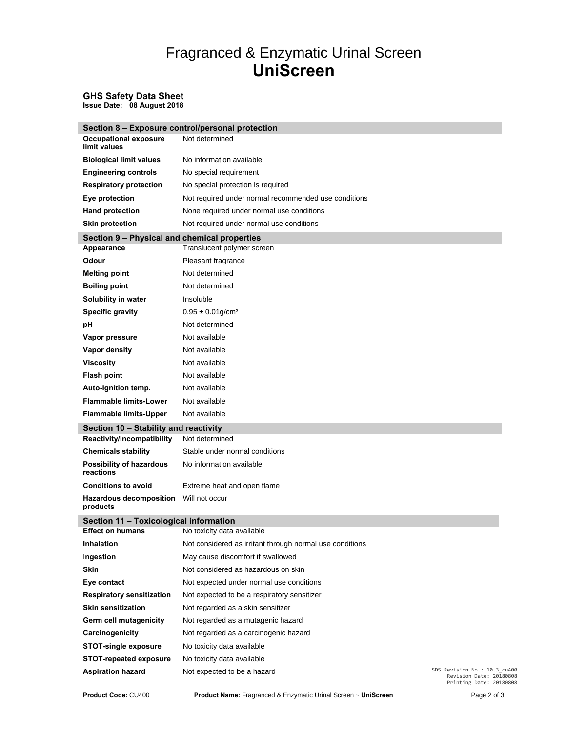# Fragranced & Enzymatic Urinal Screen
# **UniScreen**

**GHS Safety Data Sheet**
**Issue Date: 08 August 2018**

## Section 8 – Exposure control/personal protection

| | |
|---|---|
| **Occupational exposure limit values** | Not determined |
| **Biological limit values** | No information available |
| **Engineering controls** | No special requirement |
| **Respiratory protection** | No special protection is required |
| **Eye protection** | Not required under normal recommended use conditions |
| **Hand protection** | None required under normal use conditions |
| **Skin protection** | Not required under normal use conditions |

## Section 9 – Physical and chemical properties

| | |
|---|---|
| **Appearance** | Translucent polymer screen |
| **Odour** | Pleasant fragrance |
| **Melting point** | Not determined |
| **Boiling point** | Not determined |
| **Solubility in water** | Insoluble |
| **Specific gravity** | $0.95 \pm 0.01 g/cm^3$ |
| **pH** | Not determined |
| **Vapor pressure** | Not available |
| **Vapor density** | Not available |
| **Viscosity** | Not available |
| **Flash point** | Not available |
| **Auto-Ignition temp.** | Not available |
| **Flammable limits-Lower** | Not available |
| **Flammable limits-Upper** | Not available |

## Section 10 – Stability and reactivity

| | |
|---|---|
| **Reactivity/incompatibility** | Not determined |
| **Chemicals stability** | Stable under normal conditions |
| **Possibility of hazardous reactions** | No information available |
| **Conditions to avoid** | Extreme heat and open flame |
| **Hazardous decomposition products** | Will not occur |

## Section 11 – Toxicological information

| | |
|---|---|
| **Effect on humans** | No toxicity data available |
| **Inhalation** | Not considered as irritant through normal use conditions |
| **Ingestion** | May cause discomfort if swallowed |
| **Skin** | Not considered as hazardous on skin |
| **Eye contact** | Not expected under normal use conditions |
| **Respiratory sensitization** | Not expected to be a respiratory sensitizer |
| **Skin sensitization** | Not regarded as a skin sensitizer |
| **Germ cell mutagenicity** | Not regarded as a mutagenic hazard |
| **Carcinogenicity** | Not regarded as a carcinogenic hazard |
| **STOT-single exposure** | No toxicity data available |
| **STOT-repeated exposure** | No toxicity data available |
| **Aspiration hazard** | Not expected to be a hazard |

SDS Revision No.: 10.3_cu400
Revision Date: 20180808
Printing Date: 20180808

**Product Code:** CU400 **Product Name:** Fragranced & Enzymatic Urinal Screen ~ **UniScreen**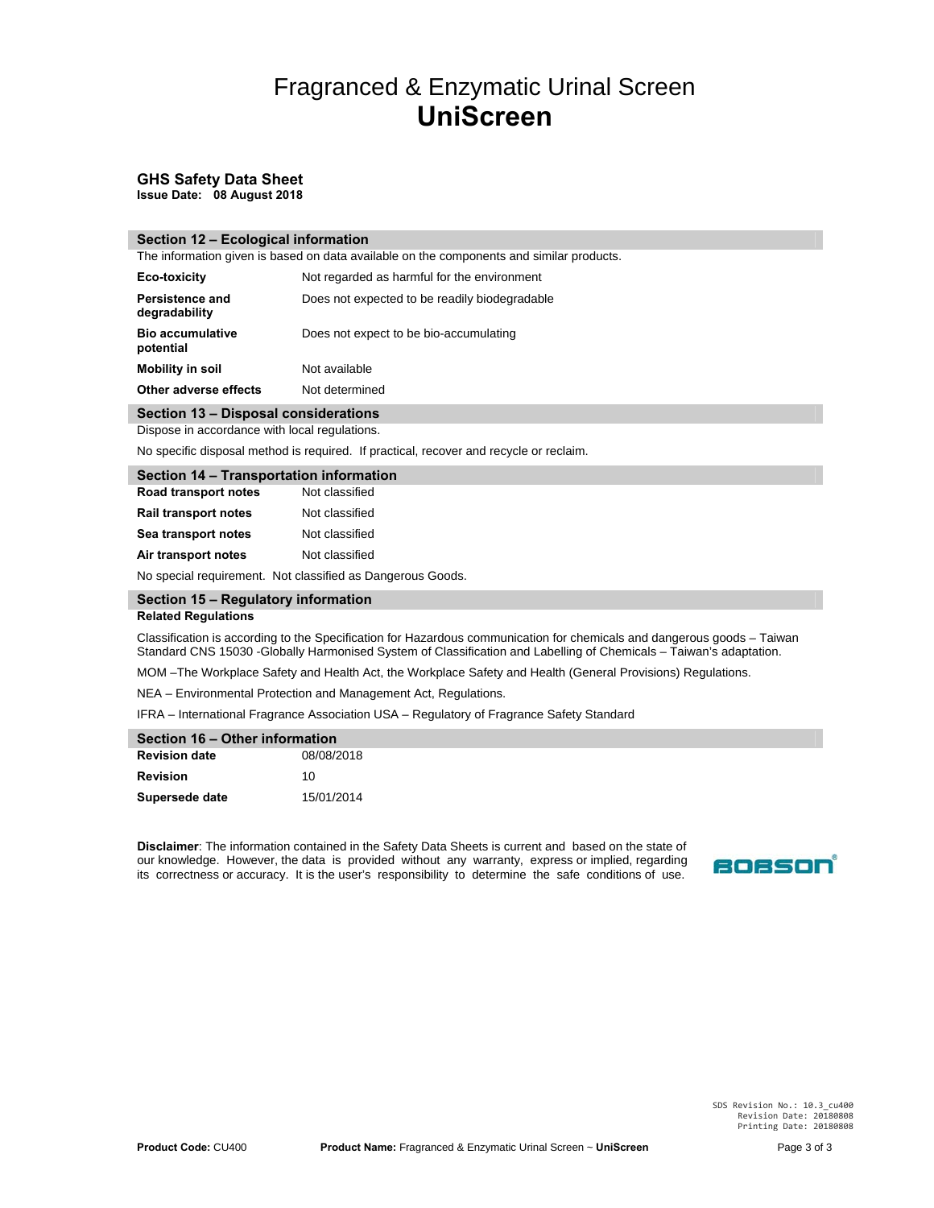# Fragranced & Enzymatic Urinal Screen
# **UniScreen**

## GHS Safety Data Sheet

**Issue Date: 08 August 2018**

## Section 12 – Ecological information

The information given is based on data available on the components and similar products.

| | |
|---|---|
| **Eco-toxicity** | Not regarded as harmful for the environment |
| **Persistence and degradability** | Does not expected to be readily biodegradable |
| **Bio accumulative potential** | Does not expect to be bio-accumulating |
| **Mobility in soil** | Not available |
| **Other adverse effects** | Not determined |

## Section 13 – Disposal considerations

Dispose in accordance with local regulations.

No specific disposal method is required. If practical, recover and recycle or reclaim.

## Section 14 – Transportation information

| | |
|---|---|
| **Road transport notes** | Not classified |
| **Rail transport notes** | Not classified |
| **Sea transport notes** | Not classified |
| **Air transport notes** | Not classified |

No special requirement. Not classified as Dangerous Goods.

## Section 15 – Regulatory information

**Related Regulations**

Classification is according to the Specification for Hazardous communication for chemicals and dangerous goods – Taiwan Standard CNS 15030 -Globally Harmonised System of Classification and Labelling of Chemicals – Taiwan's adaptation.

MOM –The Workplace Safety and Health Act, the Workplace Safety and Health (General Provisions) Regulations.

NEA – Environmental Protection and Management Act, Regulations.

IFRA – International Fragrance Association USA – Regulatory of Fragrance Safety Standard

## Section 16 – Other information

| | |
|---|---|
| **Revision date** | 08/08/2018 |
| **Revision** | 10 |
| **Supersede date** | 15/01/2014 |

**Disclaimer**: The information contained in the Safety Data Sheets is current and based on the state of our knowledge. However, the data is provided without any warranty, express or implied, regarding its correctness or accuracy. It is the user's responsibility to determine the safe conditions of use.

BOBSON®

SDS Revision No.: 10.3_cu400
Revision Date: 20180808
Printing Date: 20180808

**Product Code:** CU400 **Product Name:** Fragranced & Enzymatic Urinal Screen ~ **UniScreen**